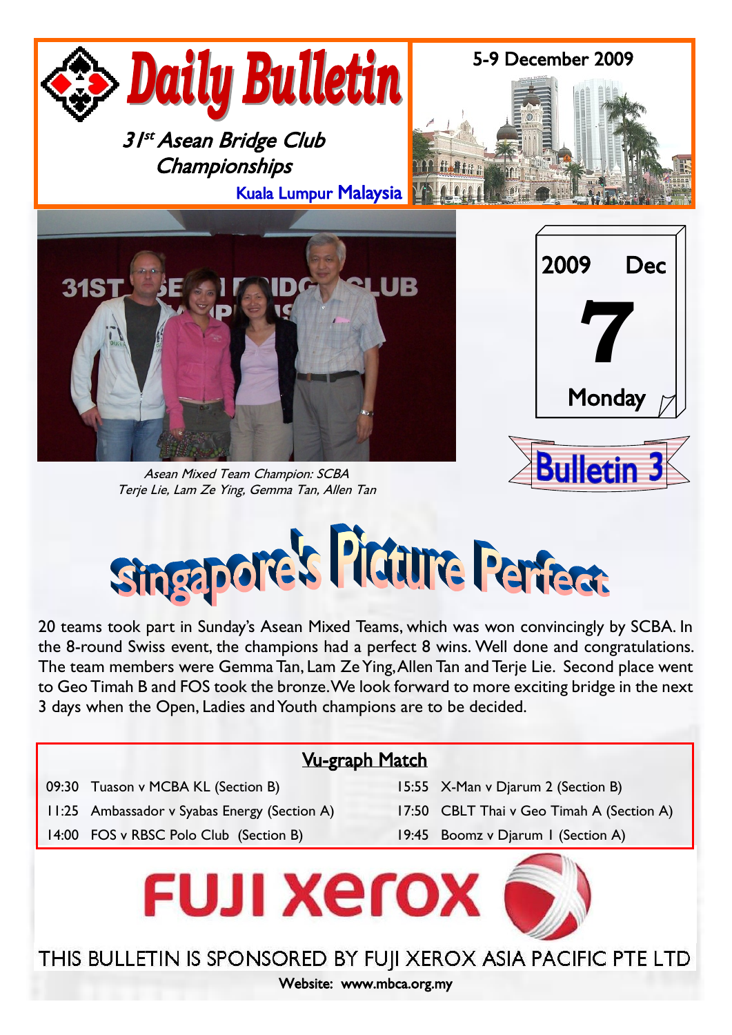# Daily Bulletin

*31st Asean Bridge Club Championships*

Kuala Lumpur Malaysia

5-9 December 2009

2009 Dec 7 Monday

**Bulletin 3**

*Asean Mixed Team Champion: SCBA*
*Terje Lie, Lam Ze Ying, Gemma Tan, Allen Tan*

# Singapore's Picture Perfect

20 teams took part in Sunday's Asean Mixed Teams, which was won convincingly by SCBA. In the 8-round Swiss event, the champions had a perfect 8 wins. Well done and congratulations. The team members were Gemma Tan, Lam Ze Ying, Allen Tan and Terje Lie. Second place went to Geo Timah B and FOS took the bronze. We look forward to more exciting bridge in the next 3 days when the Open, Ladies and Youth champions are to be decided.

## Vu-graph Match

| Time | Match | Time | Match |
|---|---|---|---|
| 09:30 | Tuason v MCBA KL (Section B) | 15:55 | X-Man v Djarum 2 (Section B) |
| 11:25 | Ambassador v Syabas Energy (Section A) | 17:50 | CBLT Thai v Geo Timah A (Section A) |
| 14:00 | FOS v RBSC Polo Club (Section B) | 19:45 | Boomz v Djarum 1 (Section A) |

FUJI XEROX

THIS BULLETIN IS SPONSORED BY FUJI XEROX ASIA PACIFIC PTE LTD

Website: www.mbca.org.my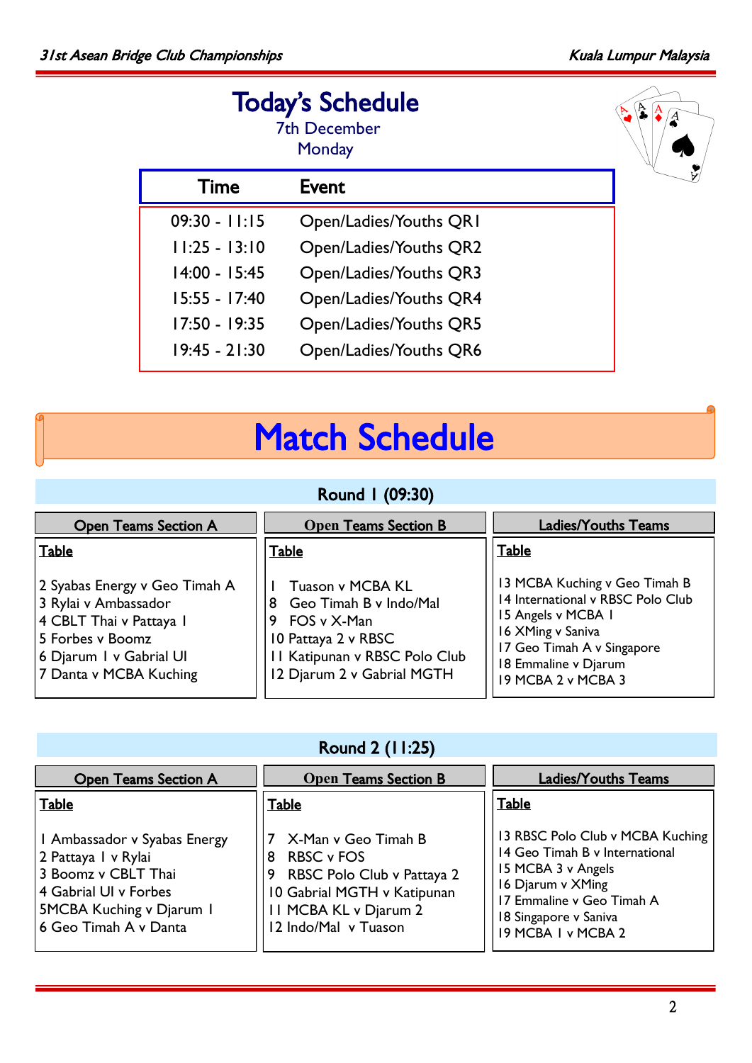# Today's Schedule

7th December

Monday

| Time | Event |
| --- | --- |
| 09:30 - 11:15 | Open/Ladies/Youths QR1 |
| 11:25 - 13:10 | Open/Ladies/Youths QR2 |
| 14:00 - 15:45 | Open/Ladies/Youths QR3 |
| 15:55 - 17:40 | Open/Ladies/Youths QR4 |
| 17:50 - 19:35 | Open/Ladies/Youths QR5 |
| 19:45 - 21:30 | Open/Ladies/Youths QR6 |

# Match Schedule

## Round 1 (09:30)

| Open Teams Section A | Open Teams Section B | Ladies/Youths Teams |
| --- | --- | --- |
| Table | Table | Table |
| 2 Syabas Energy v Geo Timah A | 1 Tuason v MCBA KL | 13 MCBA Kuching v Geo Timah B |
| 3 Rylai v Ambassador | 8 Geo Timah B v Indo/Mal | 14 International v RBSC Polo Club |
| 4 CBLT Thai v Pattaya 1 | 9 FOS v X-Man | 15 Angels v MCBA 1 |
| 5 Forbes v Boomz | 10 Pattaya 2 v RBSC | 16 XMing v Saniva |
| 6 Djarum 1 v Gabrial UI | 11 Katipunan v RBSC Polo Club | 17 Geo Timah A v Singapore |
| 7 Danta v MCBA Kuching | 12 Djarum 2 v Gabrial MGTH | 18 Emmaline v Djarum |
| | | 19 MCBA 2 v MCBA 3 |

## Round 2 (11:25)

| Open Teams Section A | Open Teams Section B | Ladies/Youths Teams |
| --- | --- | --- |
| Table | Table | Table |
| 1 Ambassador v Syabas Energy | 7 X-Man v Geo Timah B | 13 RBSC Polo Club v MCBA Kuching |
| 2 Pattaya 1 v Rylai | 8 RBSC v FOS | 14 Geo Timah B v International |
| 3 Boomz v CBLT Thai | 9 RBSC Polo Club v Pattaya 2 | 15 MCBA 3 v Angels |
| 4 Gabrial UI v Forbes | 10 Gabrial MGTH v Katipunan | 16 Djarum v XMing |
| 5MCBA Kuching v Djarum 1 | 11 MCBA KL v Djarum 2 | 17 Emmaline v Geo Timah A |
| 6 Geo Timah A v Danta | 12 Indo/Mal v Tuason | 18 Singapore v Saniva |
| | | 19 MCBA 1 v MCBA 2 |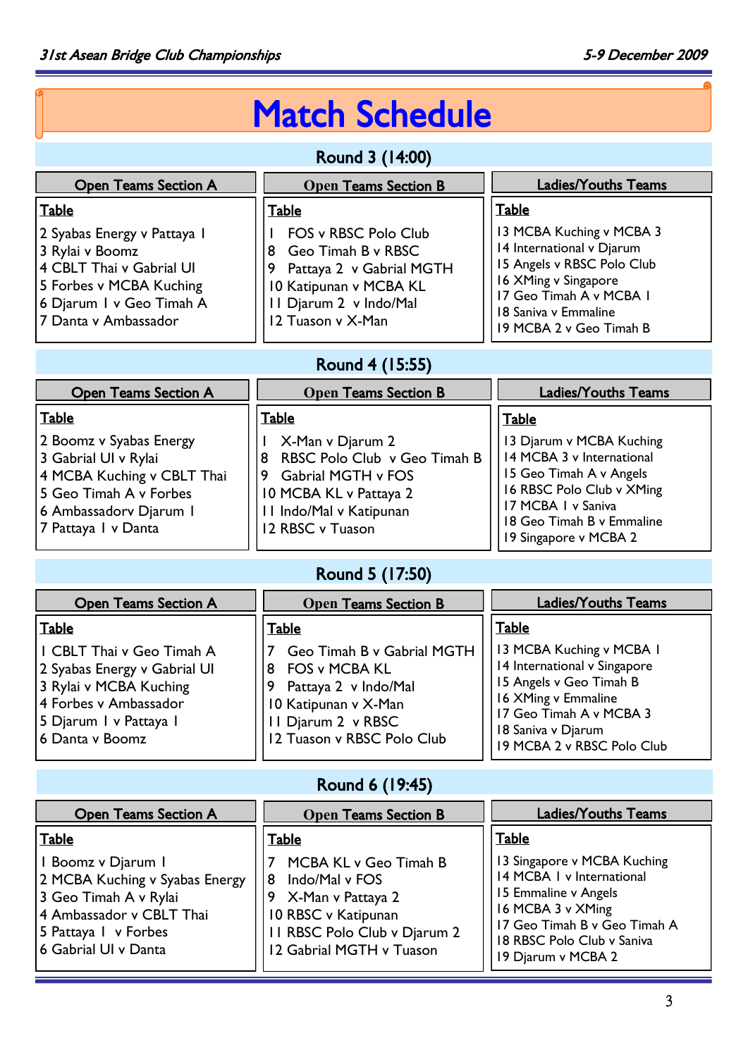# Match Schedule

## Round 3 (14:00)

| Open Teams Section A | Open Teams Section B | Ladies/Youths Teams |
|---|---|---|
| **Table** | **Table** | **Table** |
| 2 Syabas Energy v Pattaya 1 | 1 FOS v RBSC Polo Club | 13 MCBA Kuching v MCBA 3 |
| 3 Rylai v Boomz | 8 Geo Timah B v RBSC | 14 International v Djarum |
| 4 CBLT Thai v Gabrial UI | 9 Pattaya 2 v Gabrial MGTH | 15 Angels v RBSC Polo Club |
| 5 Forbes v MCBA Kuching | 10 Katipunan v MCBA KL | 16 XMing v Singapore |
| 6 Djarum 1 v Geo Timah A | 11 Djarum 2 v Indo/Mal | 17 Geo Timah A v MCBA 1 |
| 7 Danta v Ambassador | 12 Tuason v X-Man | 18 Saniva v Emmaline |
| | | 19 MCBA 2 v Geo Timah B |

## Round 4 (15:55)

| Open Teams Section A | Open Teams Section B | Ladies/Youths Teams |
|---|---|---|
| **Table** | **Table** | **Table** |
| 2 Boomz v Syabas Energy | 1 X-Man v Djarum 2 | 13 Djarum v MCBA Kuching |
| 3 Gabrial UI v Rylai | 8 RBSC Polo Club v Geo Timah B | 14 MCBA 3 v International |
| 4 MCBA Kuching v CBLT Thai | 9 Gabrial MGTH v FOS | 15 Geo Timah A v Angels |
| 5 Geo Timah A v Forbes | 10 MCBA KL v Pattaya 2 | 16 RBSC Polo Club v XMing |
| 6 Ambassadorv Djarum 1 | 11 Indo/Mal v Katipunan | 17 MCBA 1 v Saniva |
| 7 Pattaya 1 v Danta | 12 RBSC v Tuason | 18 Geo Timah B v Emmaline |
| | | 19 Singapore v MCBA 2 |

## Round 5 (17:50)

| Open Teams Section A | Open Teams Section B | Ladies/Youths Teams |
|---|---|---|
| **Table** | **Table** | **Table** |
| 1 CBLT Thai v Geo Timah A | 7 Geo Timah B v Gabrial MGTH | 13 MCBA Kuching v MCBA 1 |
| 2 Syabas Energy v Gabrial UI | 8 FOS v MCBA KL | 14 International v Singapore |
| 3 Rylai v MCBA Kuching | 9 Pattaya 2 v Indo/Mal | 15 Angels v Geo Timah B |
| 4 Forbes v Ambassador | 10 Katipunan v X-Man | 16 XMing v Emmaline |
| 5 Djarum 1 v Pattaya 1 | 11 Djarum 2 v RBSC | 17 Geo Timah A v MCBA 3 |
| 6 Danta v Boomz | 12 Tuason v RBSC Polo Club | 18 Saniva v Djarum |
| | | 19 MCBA 2 v RBSC Polo Club |

## Round 6 (19:45)

| Open Teams Section A | Open Teams Section B | Ladies/Youths Teams |
|---|---|---|
| **Table** | **Table** | **Table** |
| 1 Boomz v Djarum 1 | 7 MCBA KL v Geo Timah B | 13 Singapore v MCBA Kuching |
| 2 MCBA Kuching v Syabas Energy | 8 Indo/Mal v FOS | 14 MCBA 1 v International |
| 3 Geo Timah A v Rylai | 9 X-Man v Pattaya 2 | 15 Emmaline v Angels |
| 4 Ambassador v CBLT Thai | 10 RBSC v Katipunan | 16 MCBA 3 v XMing |
| 5 Pattaya 1 v Forbes | 11 RBSC Polo Club v Djarum 2 | 17 Geo Timah B v Geo Timah A |
| 6 Gabrial UI v Danta | 12 Gabrial MGTH v Tuason | 18 RBSC Polo Club v Saniva |
| | | 19 Djarum v MCBA 2 |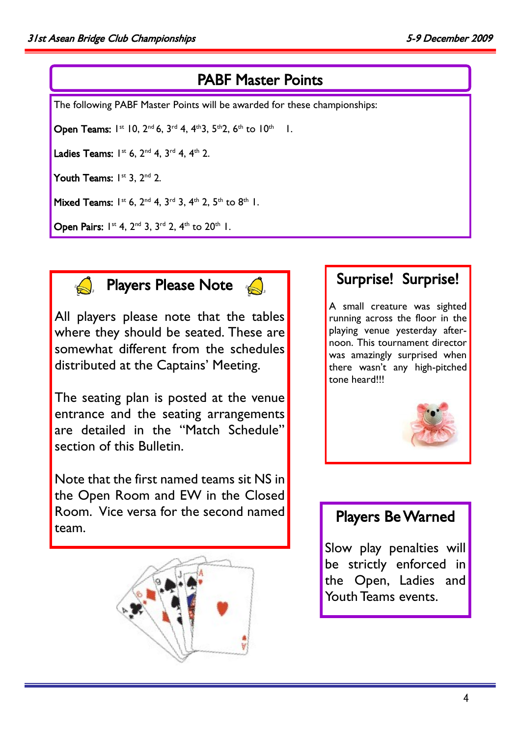## PABF Master Points

The following PABF Master Points will be awarded for these championships:

**Open Teams:** 1st 10, 2nd 6, 3rd 4, 4th 3, 5th 2, 6th to 10th 1.

**Ladies Teams:** 1st 6, 2nd 4, 3rd 4, 4th 2.

**Youth Teams:** 1st 3, 2nd 2.

**Mixed Teams:** 1st 6, 2nd 4, 3rd 3, 4th 2, 5th to 8th 1.

**Open Pairs:** 1st 4, 2nd 3, 3rd 2, 4th to 20th 1.

## Players Please Note

All players please note that the tables where they should be seated. These are somewhat different from the schedules distributed at the Captains' Meeting.

The seating plan is posted at the venue entrance and the seating arrangements are detailed in the "Match Schedule" section of this Bulletin.

Note that the first named teams sit NS in the Open Room and EW in the Closed Room. Vice versa for the second named team.

## Surprise! Surprise!

A small creature was sighted running across the floor in the playing venue yesterday afternoon. This tournament director was amazingly surprised when there wasn't any high-pitched tone heard!!!

## Players Be Warned

Slow play penalties will be strictly enforced in the Open, Ladies and Youth Teams events.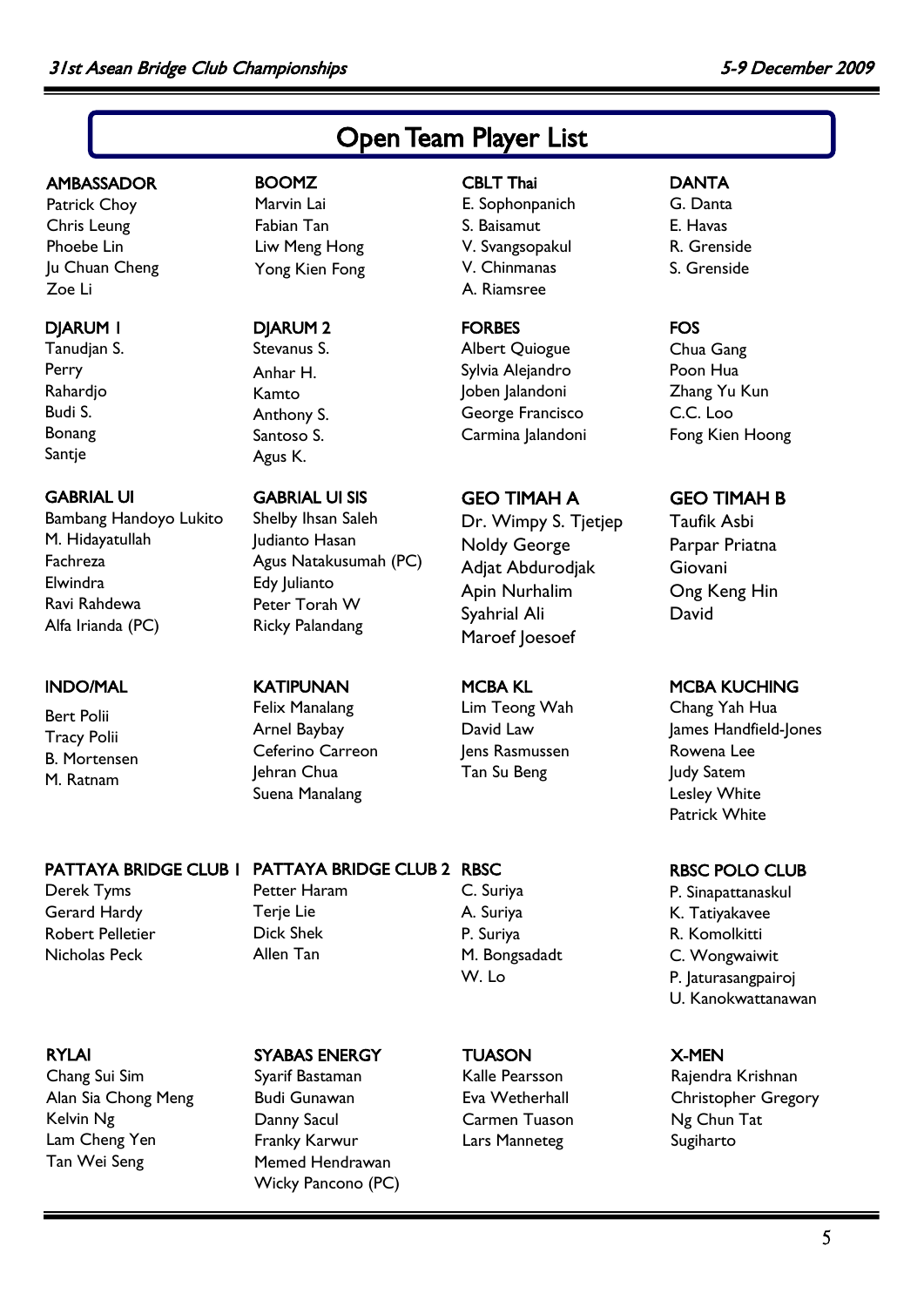# Open Team Player List

### AMBASSADOR
Patrick Choy
Chris Leung
Phoebe Lin
Ju Chuan Cheng
Zoe Li

### BOOMZ
Marvin Lai
Fabian Tan
Liw Meng Hong
Yong Kien Fong

### CBLT Thai
E. Sophonpanich
S. Baisamut
V. Svangsopakul
V. Chinmanas
A. Riamsree

### DANTA
G. Danta
E. Havas
R. Grenside
S. Grenside

### DJARUM 1
Tanudjan S.
Perry
Rahardjo
Budi S.
Bonang
Santje

### DJARUM 2
Stevanus S.
Anhar H.
Kamto
Anthony S.
Santoso S.
Agus K.

### FORBES
Albert Quiogue
Sylvia Alejandro
Joben Jalandoni
George Francisco
Carmina Jalandoni

### FOS
Chua Gang
Poon Hua
Zhang Yu Kun
C.C. Loo
Fong Kien Hoong

### GABRIAL UI
Bambang Handoyo Lukito
M. Hidayatullah
Fachreza
Elwindra
Ravi Rahdewa
Alfa Irianda (PC)

### GABRIAL UI SIS
Shelby Ihsan Saleh
Judianto Hasan
Agus Natakusumah (PC)
Edy Julianto
Peter Torah W
Ricky Palandang

### GEO TIMAH A
Dr. Wimpy S. Tjetjep
Noldy George
Adjat Abdurodjak
Apin Nurhalim
Syahrial Ali
Maroef Joesoef

### GEO TIMAH B
Taufik Asbi
Parpar Priatna
Giovani
Ong Keng Hin
David

### INDO/MAL
Bert Polii
Tracy Polii
B. Mortensen
M. Ratnam

### KATIPUNAN
Felix Manalang
Arnel Baybay
Ceferino Carreon
Jehran Chua
Suena Manalang

### MCBA KL
Lim Teong Wah
David Law
Jens Rasmussen
Tan Su Beng

### MCBA KUCHING
Chang Yah Hua
James Handfield-Jones
Rowena Lee
Judy Satem
Lesley White
Patrick White

### PATTAYA BRIDGE CLUB 1
Derek Tyms
Gerard Hardy
Robert Pelletier
Nicholas Peck

### PATTAYA BRIDGE CLUB 2
Petter Haram
Terje Lie
Dick Shek
Allen Tan

### RBSC
C. Suriya
A. Suriya
P. Suriya
M. Bongsadadt
W. Lo

### RBSC POLO CLUB
P. Sinapattanaskul
K. Tatiyakavee
R. Komolkitti
C. Wongwaiwit
P. Jaturasangpairoj
U. Kanokwattanawan

### RYLAI
Chang Sui Sim
Alan Sia Chong Meng
Kelvin Ng
Lam Cheng Yen
Tan Wei Seng

### SYABAS ENERGY
Syarif Bastaman
Budi Gunawan
Danny Sacul
Franky Karwur
Memed Hendrawan
Wicky Pancono (PC)

### TUASON
Kalle Pearsson
Eva Wetherhall
Carmen Tuason
Lars Manneteg

### X-MEN
Rajendra Krishnan
Christopher Gregory
Ng Chun Tat
Sugiharto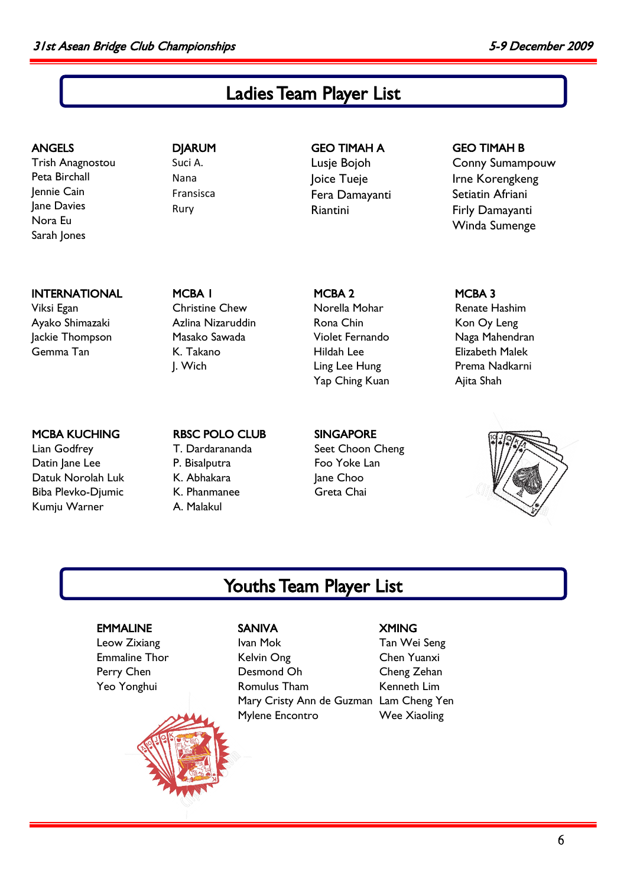# Ladies Team Player List

**ANGELS**
Trish Anagnostou
Peta Birchall
Jennie Cain
Jane Davies
Nora Eu
Sarah Jones

**DJARUM**
Suci A.
Nana
Fransisca
Rury

**GEO TIMAH A**
Lusje Bojoh
Joice Tueje
Fera Damayanti
Riantini

**GEO TIMAH B**
Conny Sumampouw
Irne Korengkeng
Setiatin Afriani
Firly Damayanti
Winda Sumenge

**INTERNATIONAL**
Viksi Egan
Ayako Shimazaki
Jackie Thompson
Gemma Tan

**MCBA 1**
Christine Chew
Azlina Nizaruddin
Masako Sawada
K. Takano
J. Wich

**MCBA 2**
Norella Mohar
Rona Chin
Violet Fernando
Hildah Lee
Ling Lee Hung
Yap Ching Kuan

**MCBA 3**
Renate Hashim
Kon Oy Leng
Naga Mahendran
Elizabeth Malek
Prema Nadkarni
Ajita Shah

**MCBA KUCHING**
Lian Godfrey
Datin Jane Lee
Datuk Norolah Luk
Biba Plevko-Djumic
Kumju Warner

**RBSC POLO CLUB**
T. Dardarananda
P. Bisalputra
K. Abhakara
K. Phanmanee
A. Malakul

**SINGAPORE**
Seet Choon Cheng
Foo Yoke Lan
Jane Choo
Greta Chai

# Youths Team Player List

**EMMALINE**
Leow Zixiang
Emmaline Thor
Perry Chen
Yeo Yonghui

**SANIVA**
Ivan Mok
Kelvin Ong
Desmond Oh
Romulus Tham
Mary Cristy Ann de Guzman
Mylene Encontro

**XMING**
Tan Wei Seng
Chen Yuanxi
Cheng Zehan
Kenneth Lim
Lam Cheng Yen
Wee Xiaoling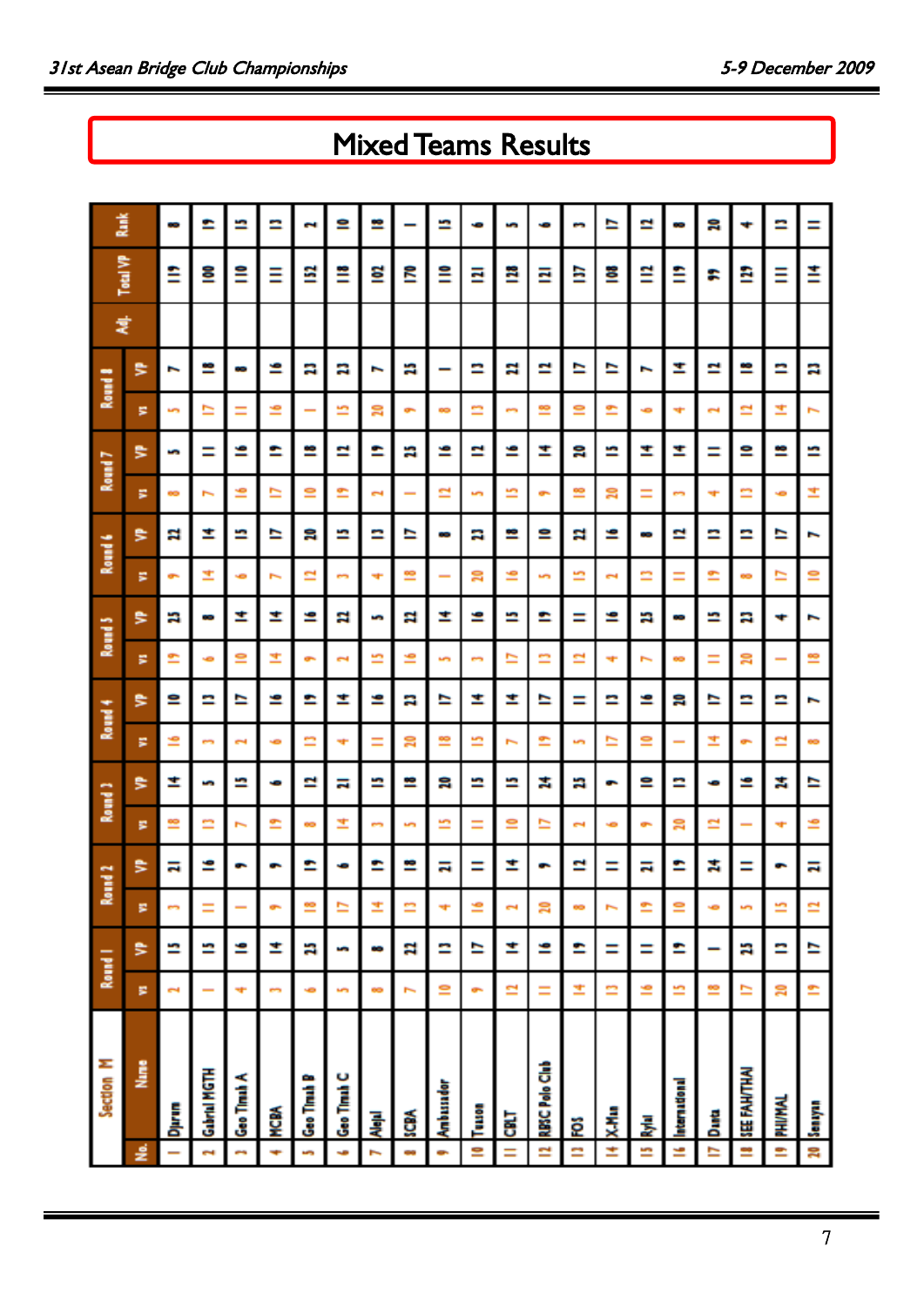# Mixed Teams Results

| Section M | | Round 1 | | Round 2 | | Round 3 | | Round 4 | | Round 5 | | Round 6 | | Round 7 | | Round 8 | | Adj. | Total VP | Rank |
|---|---|---|---|---|---|---|---|---|---|---|---|---|---|---|---|---|---|---|---|---|
| No. | Name | vs | VP | vs | VP | vs | VP | vs | VP | vs | VP | vs | VP | vs | VP | vs | VP | | | |
| 1 | Djarum | 2 | 15 | 3 | 21 | 18 | 14 | 16 | 10 | 19 | 25 | 9 | 22 | 8 | 5 | 5 | 7 | | 119 | 8 |
| 2 | Gabriel MGTH | 1 | 15 | 11 | 16 | 13 | 5 | 3 | 13 | 6 | 8 | 14 | 14 | 7 | 11 | 17 | 18 | | 100 | 19 |
| 3 | Geo Timah A | 4 | 16 | 1 | 9 | 7 | 15 | 2 | 17 | 10 | 14 | 6 | 15 | 16 | 16 | 11 | 8 | | 110 | 15 |
| 4 | MCBA | 3 | 14 | 9 | 9 | 19 | 6 | 6 | 16 | 14 | 14 | 7 | 17 | 17 | 19 | 16 | 16 | | 111 | 13 |
| 5 | Geo Timah B | 6 | 25 | 18 | 19 | 8 | 12 | 13 | 19 | 9 | 16 | 12 | 20 | 10 | 18 | 1 | 23 | | 152 | 2 |
| 6 | Geo Timah C | 5 | 5 | 17 | 6 | 14 | 21 | 4 | 14 | 2 | 22 | 3 | 15 | 19 | 12 | 15 | 23 | | 118 | 10 |
| 7 | Alejal | 8 | 8 | 14 | 19 | 3 | 15 | 11 | 16 | 15 | 5 | 4 | 13 | 2 | 19 | 20 | 7 | | 102 | 18 |
| 8 | SCBA | 7 | 22 | 13 | 18 | 5 | 18 | 20 | 23 | 16 | 22 | 18 | 17 | 1 | 25 | 9 | 25 | | 170 | 1 |
| 9 | Ambassador | 10 | 13 | 4 | 21 | 15 | 20 | 18 | 17 | 5 | 14 | 1 | 8 | 12 | 16 | 8 | 1 | | 110 | 15 |
| 10 | Tuason | 9 | 17 | 16 | 11 | 11 | 15 | 15 | 14 | 3 | 16 | 20 | 23 | 5 | 12 | 13 | 13 | | 121 | 6 |
| 11 | CRLT | 12 | 14 | 2 | 14 | 10 | 15 | 7 | 14 | 17 | 15 | 16 | 18 | 15 | 16 | 3 | 22 | | 128 | 5 |
| 12 | RBSC Polo Club | 11 | 16 | 20 | 9 | 17 | 24 | 19 | 17 | 13 | 19 | 5 | 10 | 9 | 14 | 18 | 12 | | 121 | 6 |
| 13 | POS | 14 | 19 | 8 | 12 | 2 | 25 | 5 | 11 | 12 | 11 | 15 | 22 | 18 | 20 | 10 | 17 | | 137 | 3 |
| 14 | X-Men | 13 | 11 | 7 | 11 | 6 | 9 | 17 | 13 | 4 | 16 | 2 | 16 | 20 | 15 | 19 | 17 | | 108 | 17 |
| 15 | Rylai | 16 | 11 | 19 | 21 | 9 | 10 | 10 | 16 | 7 | 25 | 13 | 8 | 11 | 14 | 6 | 7 | | 112 | 12 |
| 16 | International | 15 | 19 | 10 | 19 | 20 | 13 | 1 | 20 | 8 | 8 | 11 | 12 | 3 | 14 | 4 | 14 | | 119 | 8 |
| 17 | Danta | 18 | 1 | 6 | 24 | 12 | 6 | 14 | 17 | 11 | 15 | 19 | 13 | 4 | 11 | 2 | 12 | | 99 | 20 |
| 18 | SEE FAH/THAI | 17 | 25 | 5 | 11 | 1 | 16 | 9 | 13 | 20 | 23 | 8 | 13 | 13 | 10 | 12 | 18 | | 129 | 4 |
| 19 | PHI/MAL | 20 | 13 | 15 | 9 | 4 | 24 | 12 | 13 | 1 | 4 | 17 | 17 | 6 | 18 | 14 | 13 | | 111 | 13 |
| 20 | Senayan | 19 | 17 | 12 | 21 | 16 | 17 | 8 | 7 | 18 | 7 | 10 | 7 | 14 | 15 | 7 | 23 | | 114 | 11 |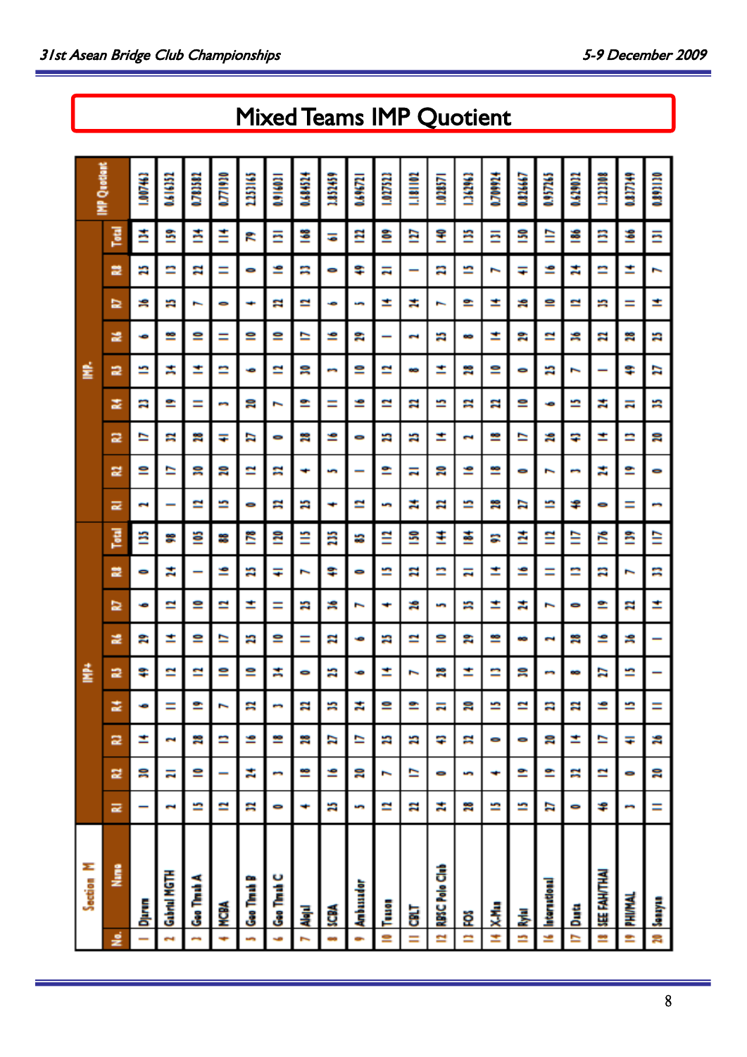# Mixed Teams IMP Quotient

| Section M | | IMP+ | | | | | | | | | IMP- | | | | | | | | | IMP Quotient |
|---|---|---|---|---|---|---|---|---|---|---|---|---|---|---|---|---|---|---|---|---|
| No. | Name | R1 | R2 | R3 | R4 | R5 | R6 | R7 | R8 | Total | R1 | R2 | R3 | R4 | R5 | R6 | R7 | R8 | Total | |
| 1 | Djarum | 1 | 30 | 14 | 6 | 49 | 29 | 6 | 0 | 135 | 2 | 10 | 17 | 23 | 15 | 6 | 36 | 25 | 134 | 1.007463 |
| 2 | Gabrial MGTH | 2 | 21 | 2 | 11 | 12 | 14 | 12 | 24 | 98 | 1 | 17 | 32 | 19 | 34 | 18 | 25 | 13 | 159 | 0.616352 |
| 3 | Geo Trush A | 15 | 10 | 28 | 19 | 12 | 10 | 10 | 1 | 105 | 12 | 30 | 28 | 11 | 14 | 10 | 7 | 22 | 134 | 0.783582 |
| 4 | MCBA | 12 | 1 | 13 | 7 | 10 | 17 | 12 | 16 | 88 | 15 | 20 | 41 | 3 | 13 | 11 | 0 | 11 | 114 | 0.771930 |
| 5 | Geo Trush B | 32 | 24 | 16 | 32 | 10 | 25 | 14 | 25 | 178 | 0 | 12 | 27 | 20 | 6 | 10 | 4 | 0 | 79 | 2.253165 |
| 6 | Geo Trush C | 0 | 3 | 18 | 3 | 34 | 10 | 11 | 41 | 120 | 32 | 32 | 0 | 7 | 12 | 10 | 22 | 16 | 131 | 0.916031 |
| 7 | Abaji | 4 | 18 | 28 | 22 | 0 | 11 | 25 | 7 | 115 | 25 | 4 | 28 | 19 | 30 | 17 | 12 | 33 | 168 | 0.684524 |
| 8 | SCBA | 25 | 16 | 27 | 35 | 25 | 22 | 36 | 49 | 235 | 4 | 5 | 16 | 11 | 3 | 16 | 6 | 0 | 61 | 3.852459 |
| 9 | Ambassador | 5 | 20 | 17 | 24 | 6 | 6 | 7 | 0 | 85 | 12 | 1 | 0 | 16 | 10 | 29 | 5 | 49 | 122 | 0.696721 |
| 10 | Tasson | 12 | 7 | 25 | 10 | 14 | 25 | 4 | 15 | 112 | 5 | 19 | 25 | 12 | 12 | 1 | 14 | 21 | 109 | 1.027523 |
| 11 | CBLT | 22 | 17 | 25 | 19 | 7 | 12 | 26 | 22 | 150 | 24 | 21 | 25 | 22 | 8 | 2 | 24 | 1 | 127 | 1.181102 |
| 12 | RBSC Polo Club | 24 | 0 | 43 | 21 | 28 | 10 | 5 | 13 | 144 | 22 | 20 | 14 | 15 | 14 | 25 | 7 | 23 | 140 | 1.028571 |
| 13 | FOS | 28 | 5 | 32 | 20 | 14 | 29 | 35 | 21 | 184 | 15 | 16 | 2 | 32 | 28 | 8 | 19 | 15 | 135 | 1.362963 |
| 14 | X-Man | 15 | 4 | 0 | 15 | 13 | 18 | 14 | 14 | 93 | 28 | 18 | 18 | 22 | 10 | 14 | 14 | 7 | 131 | 0.709924 |
| 15 | Ryisi | 15 | 19 | 0 | 12 | 30 | 8 | 24 | 16 | 124 | 27 | 0 | 17 | 10 | 0 | 29 | 26 | 41 | 150 | 0.826667 |
| 16 | International | 27 | 19 | 20 | 23 | 3 | 2 | 7 | 11 | 112 | 15 | 7 | 26 | 6 | 25 | 12 | 10 | 16 | 117 | 0.957265 |
| 17 | Dunta | 0 | 32 | 14 | 22 | 8 | 28 | 0 | 13 | 117 | 46 | 3 | 43 | 15 | 7 | 36 | 12 | 24 | 186 | 0.629032 |
| 18 | SEE FAH/THAI | 46 | 12 | 17 | 16 | 27 | 16 | 19 | 23 | 176 | 0 | 24 | 14 | 24 | 1 | 22 | 35 | 13 | 133 | 1.323308 |
| 19 | PHI/MAL | 3 | 0 | 41 | 15 | 15 | 36 | 22 | 7 | 139 | 11 | 19 | 13 | 21 | 49 | 28 | 11 | 14 | 166 | 0.837349 |
| 20 | Senayan | 11 | 20 | 26 | 11 | 1 | 1 | 14 | 33 | 117 | 3 | 0 | 20 | 35 | 27 | 25 | 14 | 7 | 131 | 0.893130 |